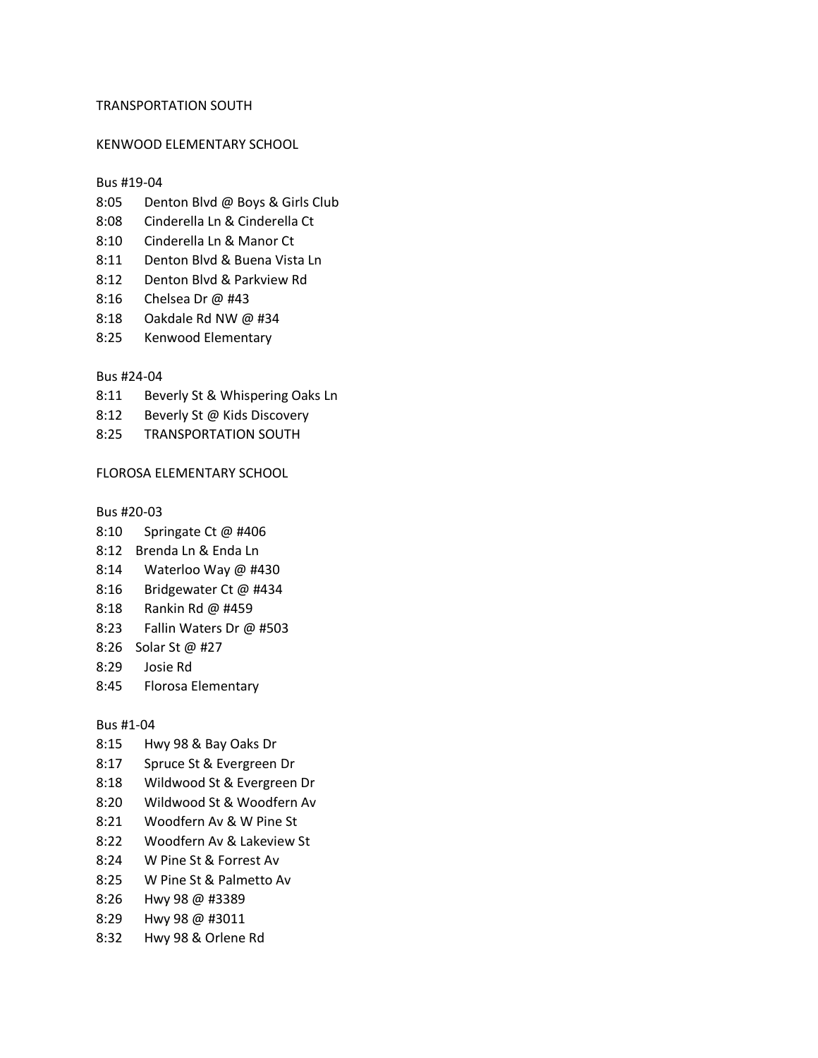TRANSPORTATION SOUTH

KENWOOD ELEMENTARY SCHOOL

Bus #19-04

8:05 Denton Blvd @ Boys & Girls Club
8:08 Cinderella Ln & Cinderella Ct
8:10 Cinderella Ln & Manor Ct
8:11 Denton Blvd & Buena Vista Ln
8:12 Denton Blvd & Parkview Rd
8:16 Chelsea Dr @ #43
8:18 Oakdale Rd NW @ #34
8:25 Kenwood Elementary

Bus #24-04

8:11 Beverly St & Whispering Oaks Ln
8:12 Beverly St @ Kids Discovery
8:25 TRANSPORTATION SOUTH

FLOROSA ELEMENTARY SCHOOL

Bus #20-03

8:10 Springate Ct @ #406
8:12 Brenda Ln & Enda Ln
8:14 Waterloo Way @ #430
8:16 Bridgewater Ct @ #434
8:18 Rankin Rd @ #459
8:23 Fallin Waters Dr @ #503
8:26 Solar St @ #27
8:29 Josie Rd
8:45 Florosa Elementary

Bus #1-04

8:15 Hwy 98 & Bay Oaks Dr
8:17 Spruce St & Evergreen Dr
8:18 Wildwood St & Evergreen Dr
8:20 Wildwood St & Woodfern Av
8:21 Woodfern Av & W Pine St
8:22 Woodfern Av & Lakeview St
8:24 W Pine St & Forrest Av
8:25 W Pine St & Palmetto Av
8:26 Hwy 98 @ #3389
8:29 Hwy 98 @ #3011
8:32 Hwy 98 & Orlene Rd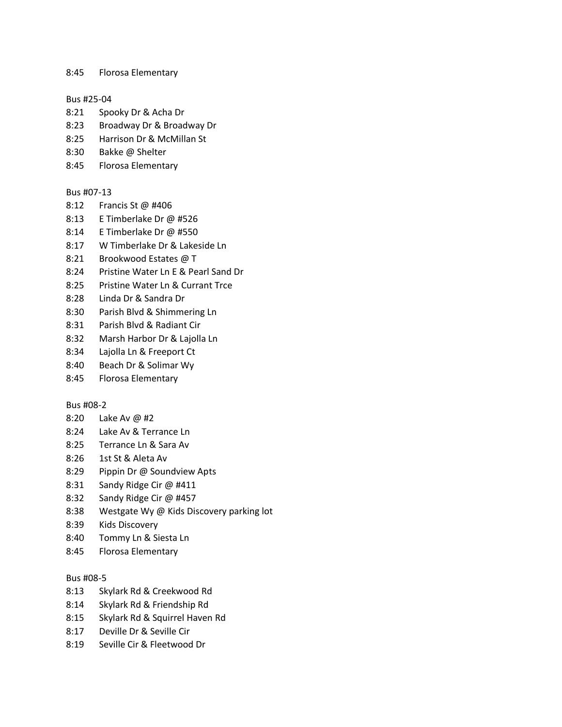8:45 Florosa Elementary

Bus #25-04

8:21 Spooky Dr & Acha Dr
8:23 Broadway Dr & Broadway Dr
8:25 Harrison Dr & McMillan St
8:30 Bakke @ Shelter
8:45 Florosa Elementary

Bus #07-13

8:12 Francis St @ #406
8:13 E Timberlake Dr @ #526
8:14 E Timberlake Dr @ #550
8:17 W Timberlake Dr & Lakeside Ln
8:21 Brookwood Estates @ T
8:24 Pristine Water Ln E & Pearl Sand Dr
8:25 Pristine Water Ln & Currant Trce
8:28 Linda Dr & Sandra Dr
8:30 Parish Blvd & Shimmering Ln
8:31 Parish Blvd & Radiant Cir
8:32 Marsh Harbor Dr & Lajolla Ln
8:34 Lajolla Ln & Freeport Ct
8:40 Beach Dr & Solimar Wy
8:45 Florosa Elementary

Bus #08-2

8:20 Lake Av @ #2
8:24 Lake Av & Terrance Ln
8:25 Terrance Ln & Sara Av
8:26 1st St & Aleta Av
8:29 Pippin Dr @ Soundview Apts
8:31 Sandy Ridge Cir @ #411
8:32 Sandy Ridge Cir @ #457
8:38 Westgate Wy @ Kids Discovery parking lot
8:39 Kids Discovery
8:40 Tommy Ln & Siesta Ln
8:45 Florosa Elementary

Bus #08-5

8:13 Skylark Rd & Creekwood Rd
8:14 Skylark Rd & Friendship Rd
8:15 Skylark Rd & Squirrel Haven Rd
8:17 Deville Dr & Seville Cir
8:19 Seville Cir & Fleetwood Dr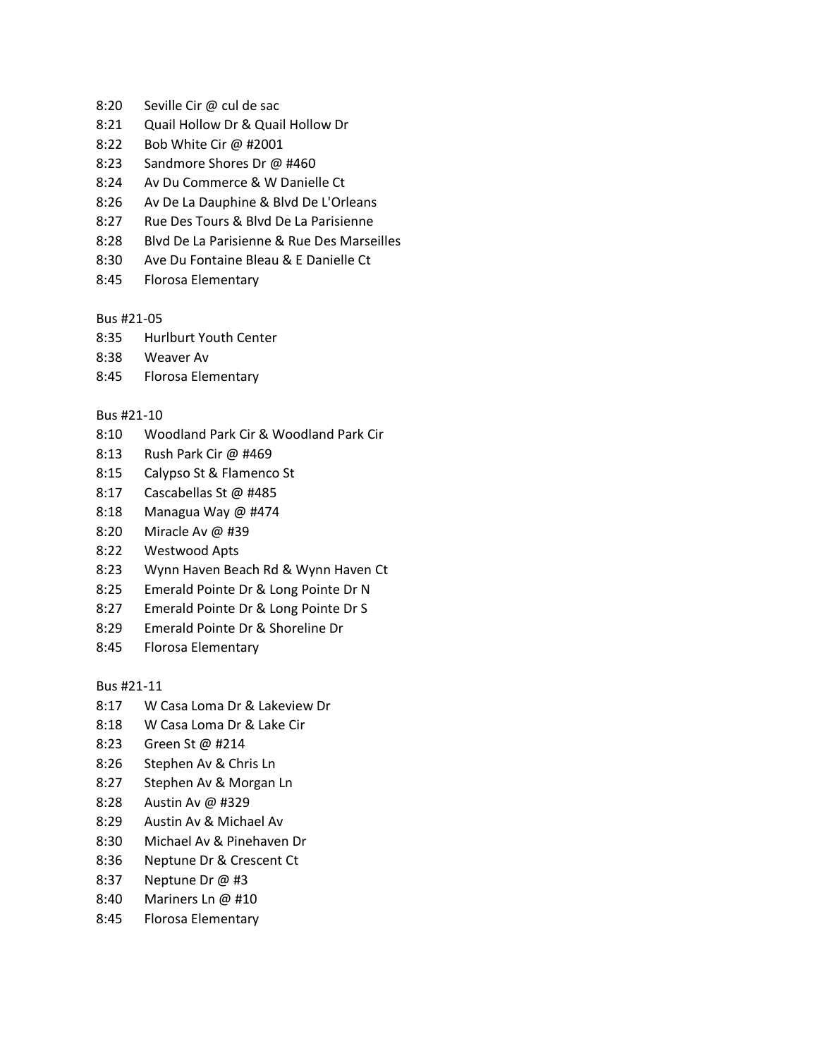8:20 Seville Cir @ cul de sac
8:21 Quail Hollow Dr & Quail Hollow Dr
8:22 Bob White Cir @ #2001
8:23 Sandmore Shores Dr @ #460
8:24 Av Du Commerce & W Danielle Ct
8:26 Av De La Dauphine & Blvd De L'Orleans
8:27 Rue Des Tours & Blvd De La Parisienne
8:28 Blvd De La Parisienne & Rue Des Marseilles
8:30 Ave Du Fontaine Bleau & E Danielle Ct
8:45 Florosa Elementary

Bus #21-05
8:35 Hurlburt Youth Center
8:38 Weaver Av
8:45 Florosa Elementary

Bus #21-10
8:10 Woodland Park Cir & Woodland Park Cir
8:13 Rush Park Cir @ #469
8:15 Calypso St & Flamenco St
8:17 Cascabellas St @ #485
8:18 Managua Way @ #474
8:20 Miracle Av @ #39
8:22 Westwood Apts
8:23 Wynn Haven Beach Rd & Wynn Haven Ct
8:25 Emerald Pointe Dr & Long Pointe Dr N
8:27 Emerald Pointe Dr & Long Pointe Dr S
8:29 Emerald Pointe Dr & Shoreline Dr
8:45 Florosa Elementary

Bus #21-11
8:17 W Casa Loma Dr & Lakeview Dr
8:18 W Casa Loma Dr & Lake Cir
8:23 Green St @ #214
8:26 Stephen Av & Chris Ln
8:27 Stephen Av & Morgan Ln
8:28 Austin Av @ #329
8:29 Austin Av & Michael Av
8:30 Michael Av & Pinehaven Dr
8:36 Neptune Dr & Crescent Ct
8:37 Neptune Dr @ #3
8:40 Mariners Ln @ #10
8:45 Florosa Elementary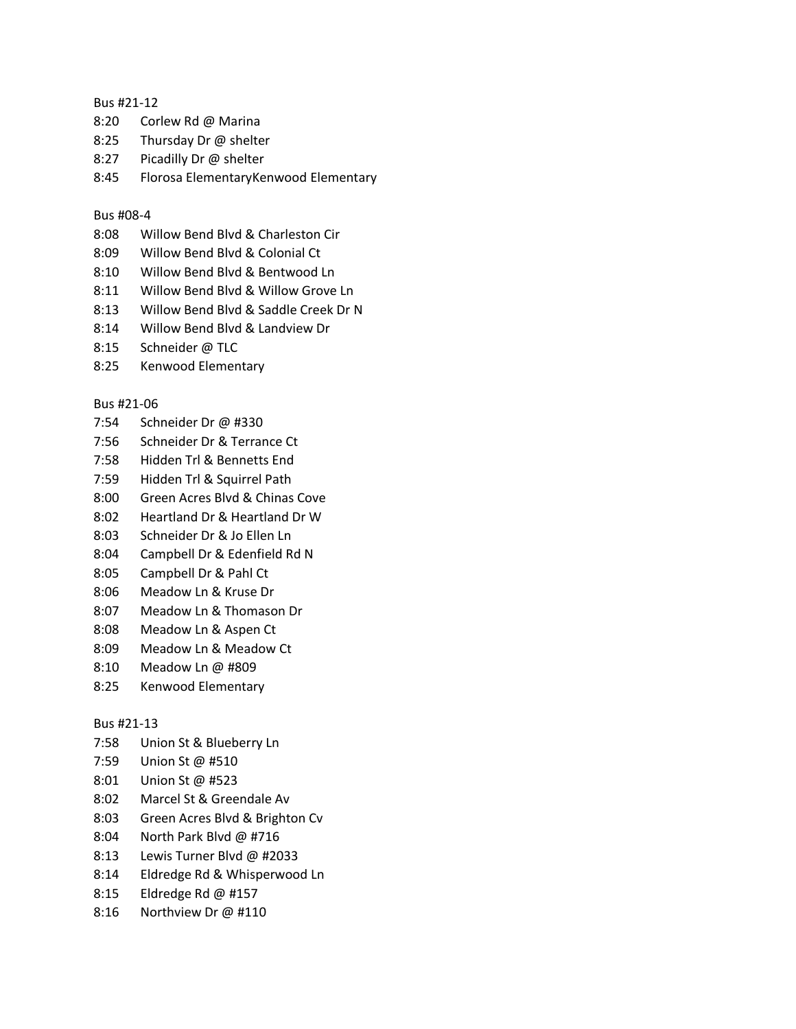Bus #21-12

8:20 Corlew Rd @ Marina
8:25 Thursday Dr @ shelter
8:27 Picadilly Dr @ shelter
8:45 Florosa ElementaryKenwood Elementary

Bus #08-4

8:08 Willow Bend Blvd & Charleston Cir
8:09 Willow Bend Blvd & Colonial Ct
8:10 Willow Bend Blvd & Bentwood Ln
8:11 Willow Bend Blvd & Willow Grove Ln
8:13 Willow Bend Blvd & Saddle Creek Dr N
8:14 Willow Bend Blvd & Landview Dr
8:15 Schneider @ TLC
8:25 Kenwood Elementary

Bus #21-06

7:54 Schneider Dr @ #330
7:56 Schneider Dr & Terrance Ct
7:58 Hidden Trl & Bennetts End
7:59 Hidden Trl & Squirrel Path
8:00 Green Acres Blvd & Chinas Cove
8:02 Heartland Dr & Heartland Dr W
8:03 Schneider Dr & Jo Ellen Ln
8:04 Campbell Dr & Edenfield Rd N
8:05 Campbell Dr & Pahl Ct
8:06 Meadow Ln & Kruse Dr
8:07 Meadow Ln & Thomason Dr
8:08 Meadow Ln & Aspen Ct
8:09 Meadow Ln & Meadow Ct
8:10 Meadow Ln @ #809
8:25 Kenwood Elementary

Bus #21-13

7:58 Union St & Blueberry Ln
7:59 Union St @ #510
8:01 Union St @ #523
8:02 Marcel St & Greendale Av
8:03 Green Acres Blvd & Brighton Cv
8:04 North Park Blvd @ #716
8:13 Lewis Turner Blvd @ #2033
8:14 Eldredge Rd & Whisperwood Ln
8:15 Eldredge Rd @ #157
8:16 Northview Dr @ #110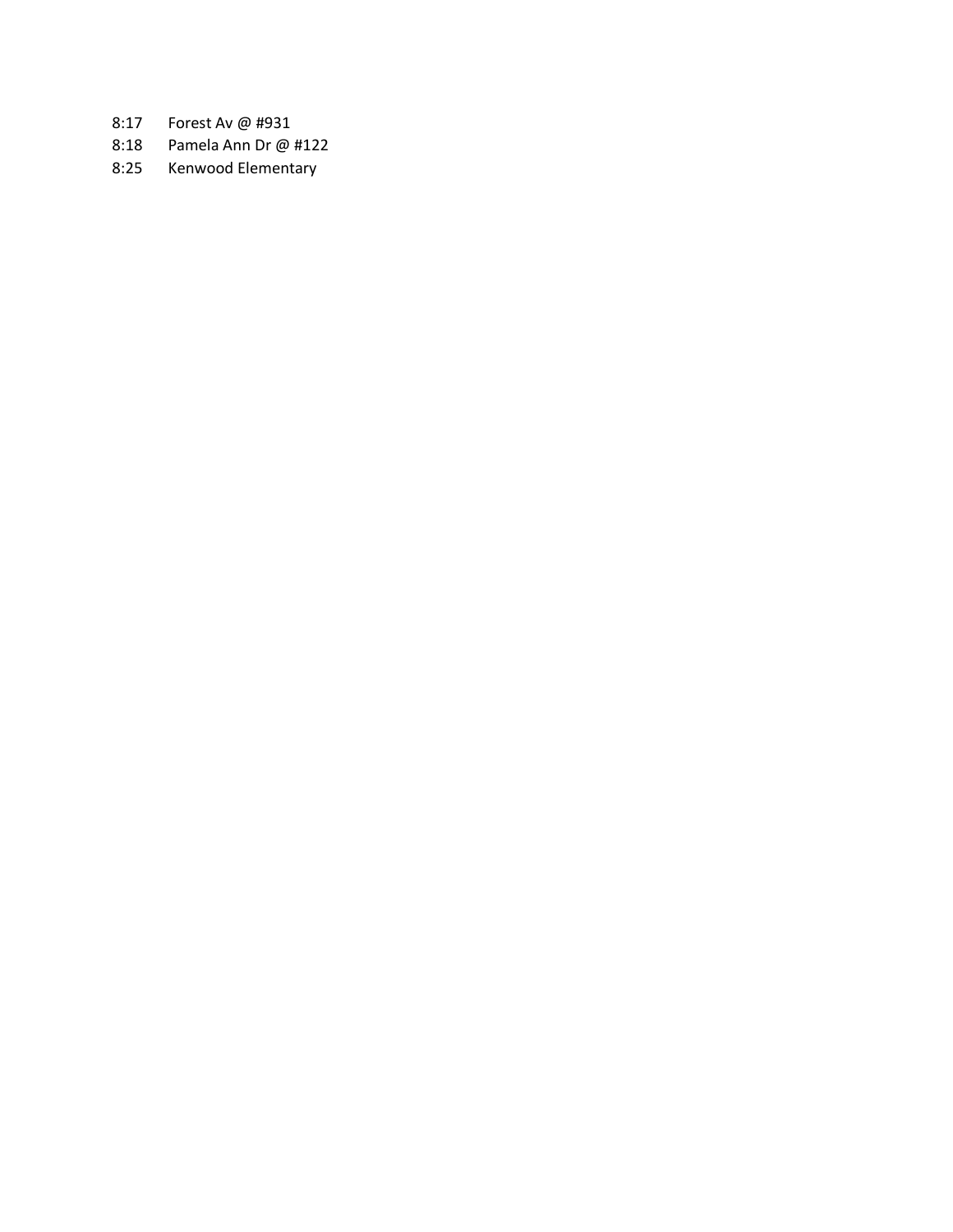| | |
|---|---|
| 8:17 | Forest Av @ #931 |
| 8:18 | Pamela Ann Dr @ #122 |
| 8:25 | Kenwood Elementary |